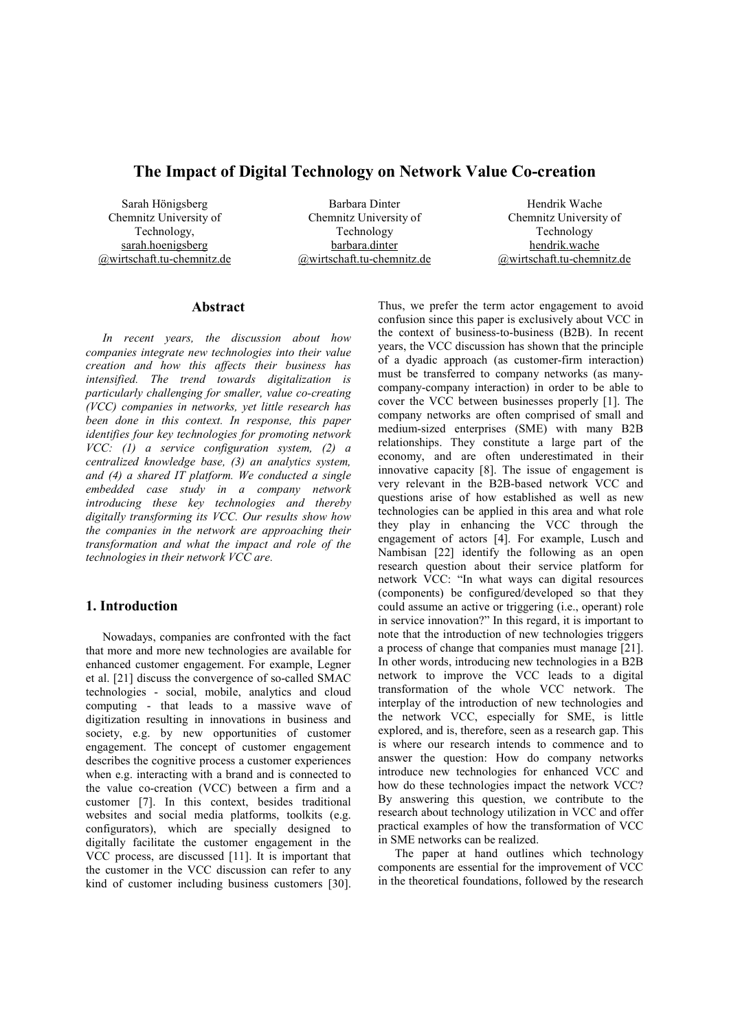# The Impact of Digital Technology on Network Value Co-creation

Sarah Hönigsberg
Chemnitz University of Technology,
sarah.hoenigsberg@wirtschaft.tu-chemnitz.de

Barbara Dinter
Chemnitz University of Technology
barbara.dinter@wirtschaft.tu-chemnitz.de

Hendrik Wache
Chemnitz University of Technology
hendrik.wache@wirtschaft.tu-chemnitz.de

## Abstract

*In recent years, the discussion about how companies integrate new technologies into their value creation and how this affects their business has intensified. The trend towards digitalization is particularly challenging for smaller, value co-creating (VCC) companies in networks, yet little research has been done in this context. In response, this paper identifies four key technologies for promoting network VCC: (1) a service configuration system, (2) a centralized knowledge base, (3) an analytics system, and (4) a shared IT platform. We conducted a single embedded case study in a company network introducing these key technologies and thereby digitally transforming its VCC. Our results show how the companies in the network are approaching their transformation and what the impact and role of the technologies in their network VCC are.*

## 1. Introduction

Nowadays, companies are confronted with the fact that more and more new technologies are available for enhanced customer engagement. For example, Legner et al. [21] discuss the convergence of so-called SMAC technologies - social, mobile, analytics and cloud computing - that leads to a massive wave of digitization resulting in innovations in business and society, e.g. by new opportunities of customer engagement. The concept of customer engagement describes the cognitive process a customer experiences when e.g. interacting with a brand and is connected to the value co-creation (VCC) between a firm and a customer [7]. In this context, besides traditional websites and social media platforms, toolkits (e.g. configurators), which are specially designed to digitally facilitate the customer engagement in the VCC process, are discussed [11]. It is important that the customer in the VCC discussion can refer to any kind of customer including business customers [30]. Thus, we prefer the term actor engagement to avoid confusion since this paper is exclusively about VCC in the context of business-to-business (B2B). In recent years, the VCC discussion has shown that the principle of a dyadic approach (as customer-firm interaction) must be transferred to company networks (as many-company-company interaction) in order to be able to cover the VCC between businesses properly [1]. The company networks are often comprised of small and medium-sized enterprises (SME) with many B2B relationships. They constitute a large part of the economy, and are often underestimated in their innovative capacity [8]. The issue of engagement is very relevant in the B2B-based network VCC and questions arise of how established as well as new technologies can be applied in this area and what role they play in enhancing the VCC through the engagement of actors [4]. For example, Lusch and Nambisan [22] identify the following as an open research question about their service platform for network VCC: "In what ways can digital resources (components) be configured/developed so that they could assume an active or triggering (i.e., operant) role in service innovation?" In this regard, it is important to note that the introduction of new technologies triggers a process of change that companies must manage [21]. In other words, introducing new technologies in a B2B network to improve the VCC leads to a digital transformation of the whole VCC network. The interplay of the introduction of new technologies and the network VCC, especially for SME, is little explored, and is, therefore, seen as a research gap. This is where our research intends to commence and to answer the question: How do company networks introduce new technologies for enhanced VCC and how do these technologies impact the network VCC? By answering this question, we contribute to the research about technology utilization in VCC and offer practical examples of how the transformation of VCC in SME networks can be realized.

The paper at hand outlines which technology components are essential for the improvement of VCC in the theoretical foundations, followed by the research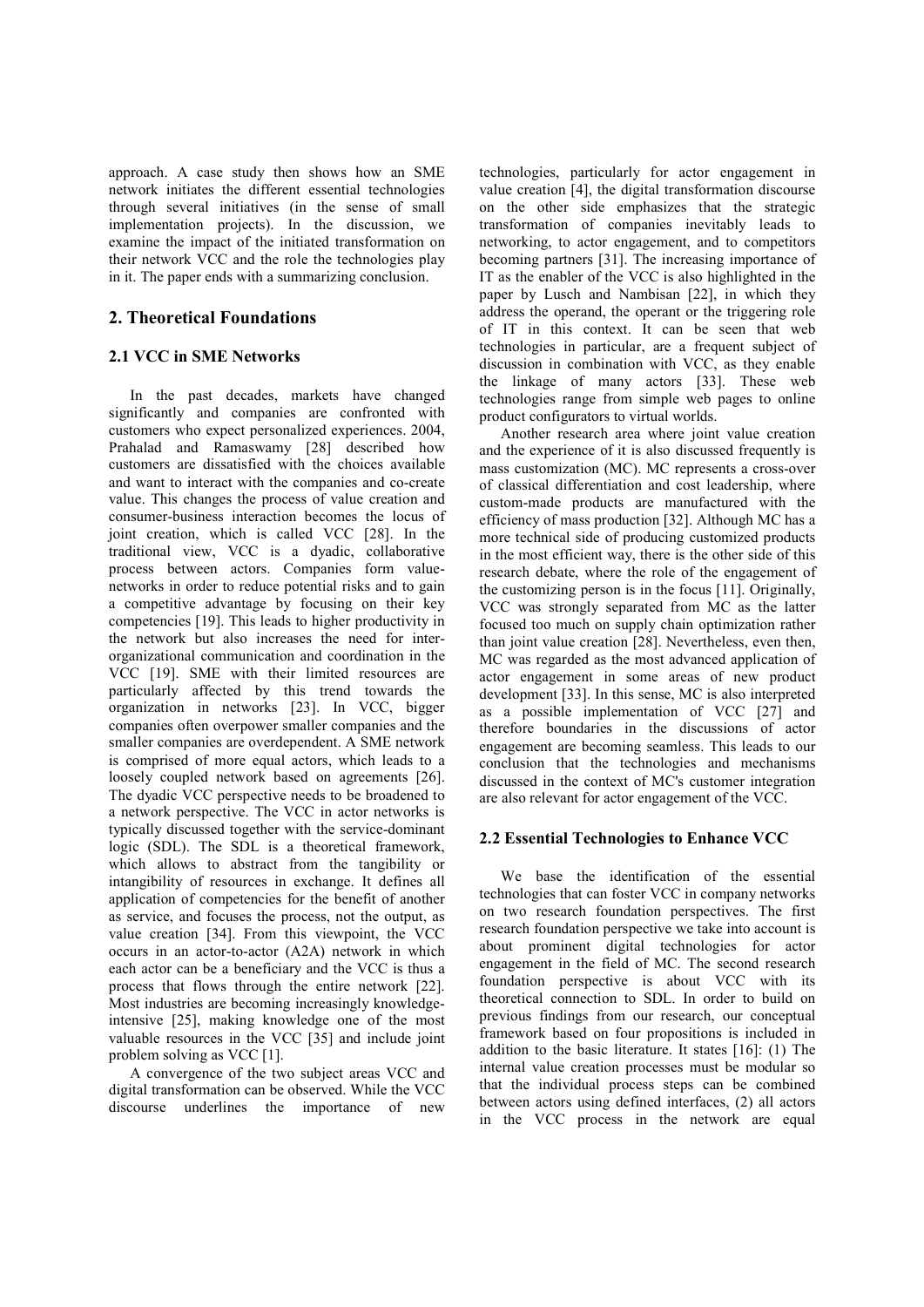approach. A case study then shows how an SME network initiates the different essential technologies through several initiatives (in the sense of small implementation projects). In the discussion, we examine the impact of the initiated transformation on their network VCC and the role the technologies play in it. The paper ends with a summarizing conclusion.

## 2. Theoretical Foundations

### 2.1 VCC in SME Networks

In the past decades, markets have changed significantly and companies are confronted with customers who expect personalized experiences. 2004, Prahalad and Ramaswamy [28] described how customers are dissatisfied with the choices available and want to interact with the companies and co-create value. This changes the process of value creation and consumer-business interaction becomes the locus of joint creation, which is called VCC [28]. In the traditional view, VCC is a dyadic, collaborative process between actors. Companies form value-networks in order to reduce potential risks and to gain a competitive advantage by focusing on their key competencies [19]. This leads to higher productivity in the network but also increases the need for inter-organizational communication and coordination in the VCC [19]. SME with their limited resources are particularly affected by this trend towards the organization in networks [23]. In VCC, bigger companies often overpower smaller companies and the smaller companies are overdependent. A SME network is comprised of more equal actors, which leads to a loosely coupled network based on agreements [26]. The dyadic VCC perspective needs to be broadened to a network perspective. The VCC in actor networks is typically discussed together with the service-dominant logic (SDL). The SDL is a theoretical framework, which allows to abstract from the tangibility or intangibility of resources in exchange. It defines all application of competencies for the benefit of another as service, and focuses the process, not the output, as value creation [34]. From this viewpoint, the VCC occurs in an actor-to-actor (A2A) network in which each actor can be a beneficiary and the VCC is thus a process that flows through the entire network [22]. Most industries are becoming increasingly knowledge-intensive [25], making knowledge one of the most valuable resources in the VCC [35] and include joint problem solving as VCC [1].

A convergence of the two subject areas VCC and digital transformation can be observed. While the VCC discourse underlines the importance of new technologies, particularly for actor engagement in value creation [4], the digital transformation discourse on the other side emphasizes that the strategic transformation of companies inevitably leads to networking, to actor engagement, and to competitors becoming partners [31]. The increasing importance of IT as the enabler of the VCC is also highlighted in the paper by Lusch and Nambisan [22], in which they address the operand, the operant or the triggering role of IT in this context. It can be seen that web technologies in particular, are a frequent subject of discussion in combination with VCC, as they enable the linkage of many actors [33]. These web technologies range from simple web pages to online product configurators to virtual worlds.

Another research area where joint value creation and the experience of it is also discussed frequently is mass customization (MC). MC represents a cross-over of classical differentiation and cost leadership, where custom-made products are manufactured with the efficiency of mass production [32]. Although MC has a more technical side of producing customized products in the most efficient way, there is the other side of this research debate, where the role of the engagement of the customizing person is in the focus [11]. Originally, VCC was strongly separated from MC as the latter focused too much on supply chain optimization rather than joint value creation [28]. Nevertheless, even then, MC was regarded as the most advanced application of actor engagement in some areas of new product development [33]. In this sense, MC is also interpreted as a possible implementation of VCC [27] and therefore boundaries in the discussions of actor engagement are becoming seamless. This leads to our conclusion that the technologies and mechanisms discussed in the context of MC's customer integration are also relevant for actor engagement of the VCC.

### 2.2 Essential Technologies to Enhance VCC

We base the identification of the essential technologies that can foster VCC in company networks on two research foundation perspectives. The first research foundation perspective we take into account is about prominent digital technologies for actor engagement in the field of MC. The second research foundation perspective is about VCC with its theoretical connection to SDL. In order to build on previous findings from our research, our conceptual framework based on four propositions is included in addition to the basic literature. It states [16]: (1) The internal value creation processes must be modular so that the individual process steps can be combined between actors using defined interfaces, (2) all actors in the VCC process in the network are equal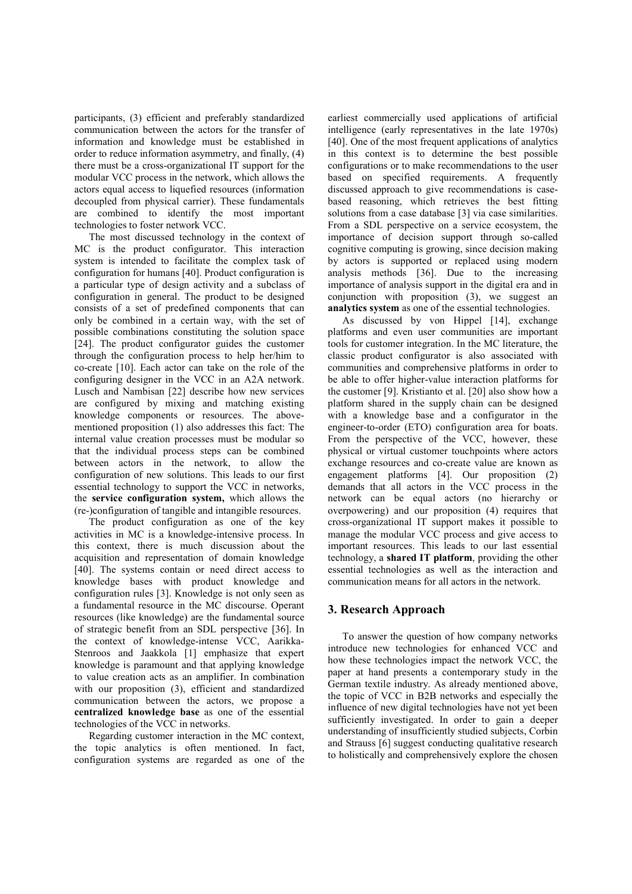participants, (3) efficient and preferably standardized communication between the actors for the transfer of information and knowledge must be established in order to reduce information asymmetry, and finally, (4) there must be a cross-organizational IT support for the modular VCC process in the network, which allows the actors equal access to liquefied resources (information decoupled from physical carrier). These fundamentals are combined to identify the most important technologies to foster network VCC.

The most discussed technology in the context of MC is the product configurator. This interaction system is intended to facilitate the complex task of configuration for humans [40]. Product configuration is a particular type of design activity and a subclass of configuration in general. The product to be designed consists of a set of predefined components that can only be combined in a certain way, with the set of possible combinations constituting the solution space [24]. The product configurator guides the customer through the configuration process to help her/him to co-create [10]. Each actor can take on the role of the configuring designer in the VCC in an A2A network. Lusch and Nambisan [22] describe how new services are configured by mixing and matching existing knowledge components or resources. The above-mentioned proposition (1) also addresses this fact: The internal value creation processes must be modular so that the individual process steps can be combined between actors in the network, to allow the configuration of new solutions. This leads to our first essential technology to support the VCC in networks, the **service configuration system,** which allows the (re-)configuration of tangible and intangible resources.

The product configuration as one of the key activities in MC is a knowledge-intensive process. In this context, there is much discussion about the acquisition and representation of domain knowledge [40]. The systems contain or need direct access to knowledge bases with product knowledge and configuration rules [3]. Knowledge is not only seen as a fundamental resource in the MC discourse. Operant resources (like knowledge) are the fundamental source of strategic benefit from an SDL perspective [36]. In the context of knowledge-intense VCC, Aarikka-Stenroos and Jaakkola [1] emphasize that expert knowledge is paramount and that applying knowledge to value creation acts as an amplifier. In combination with our proposition (3), efficient and standardized communication between the actors, we propose a **centralized knowledge base** as one of the essential technologies of the VCC in networks.

Regarding customer interaction in the MC context, the topic analytics is often mentioned. In fact, configuration systems are regarded as one of the earliest commercially used applications of artificial intelligence (early representatives in the late 1970s) [40]. One of the most frequent applications of analytics in this context is to determine the best possible configurations or to make recommendations to the user based on specified requirements. A frequently discussed approach to give recommendations is case-based reasoning, which retrieves the best fitting solutions from a case database [3] via case similarities. From a SDL perspective on a service ecosystem, the importance of decision support through so-called cognitive computing is growing, since decision making by actors is supported or replaced using modern analysis methods [36]. Due to the increasing importance of analysis support in the digital era and in conjunction with proposition (3), we suggest an **analytics system** as one of the essential technologies.

As discussed by von Hippel [14], exchange platforms and even user communities are important tools for customer integration. In the MC literature, the classic product configurator is also associated with communities and comprehensive platforms in order to be able to offer higher-value interaction platforms for the customer [9]. Kristianto et al. [20] also show how a platform shared in the supply chain can be designed with a knowledge base and a configurator in the engineer-to-order (ETO) configuration area for boats. From the perspective of the VCC, however, these physical or virtual customer touchpoints where actors exchange resources and co-create value are known as engagement platforms [4]. Our proposition (2) demands that all actors in the VCC process in the network can be equal actors (no hierarchy or overpowering) and our proposition (4) requires that cross-organizational IT support makes it possible to manage the modular VCC process and give access to important resources. This leads to our last essential technology, a **shared IT platform**, providing the other essential technologies as well as the interaction and communication means for all actors in the network.

## 3. Research Approach

To answer the question of how company networks introduce new technologies for enhanced VCC and how these technologies impact the network VCC, the paper at hand presents a contemporary study in the German textile industry. As already mentioned above, the topic of VCC in B2B networks and especially the influence of new digital technologies have not yet been sufficiently investigated. In order to gain a deeper understanding of insufficiently studied subjects, Corbin and Strauss [6] suggest conducting qualitative research to holistically and comprehensively explore the chosen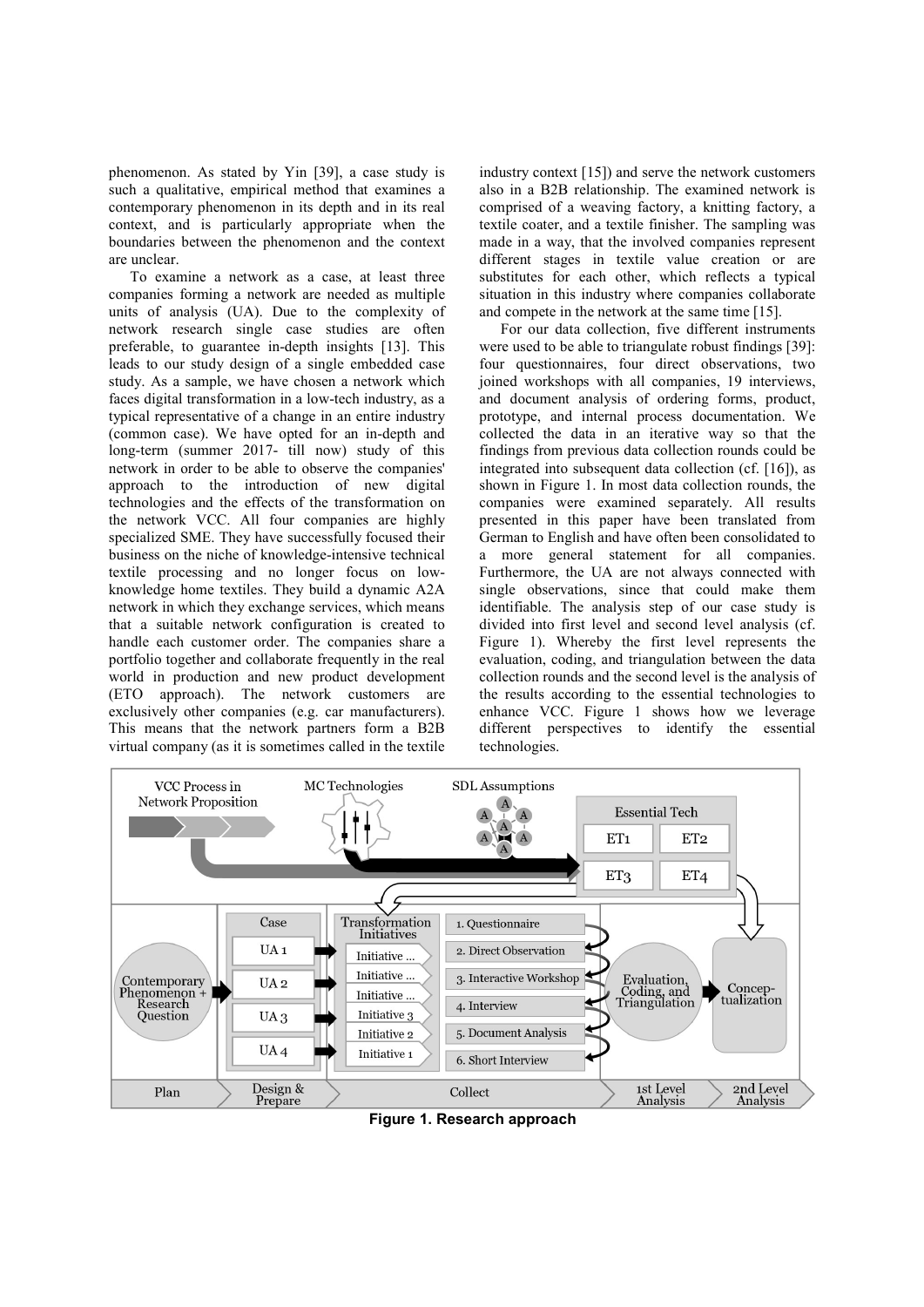phenomenon. As stated by Yin [39], a case study is such a qualitative, empirical method that examines a contemporary phenomenon in its depth and in its real context, and is particularly appropriate when the boundaries between the phenomenon and the context are unclear.

To examine a network as a case, at least three companies forming a network are needed as multiple units of analysis (UA). Due to the complexity of network research single case studies are often preferable, to guarantee in-depth insights [13]. This leads to our study design of a single embedded case study. As a sample, we have chosen a network which faces digital transformation in a low-tech industry, as a typical representative of a change in an entire industry (common case). We have opted for an in-depth and long-term (summer 2017- till now) study of this network in order to be able to observe the companies' approach to the introduction of new digital technologies and the effects of the transformation on the network VCC. All four companies are highly specialized SME. They have successfully focused their business on the niche of knowledge-intensive technical textile processing and no longer focus on low-knowledge home textiles. They build a dynamic A2A network in which they exchange services, which means that a suitable network configuration is created to handle each customer order. The companies share a portfolio together and collaborate frequently in the real world in production and new product development (ETO approach). The network customers are exclusively other companies (e.g. car manufacturers). This means that the network partners form a B2B virtual company (as it is sometimes called in the textile industry context [15]) and serve the network customers also in a B2B relationship. The examined network is comprised of a weaving factory, a knitting factory, a textile coater, and a textile finisher. The sampling was made in a way, that the involved companies represent different stages in textile value creation or are substitutes for each other, which reflects a typical situation in this industry where companies collaborate and compete in the network at the same time [15].

For our data collection, five different instruments were used to be able to triangulate robust findings [39]: four questionnaires, four direct observations, two joined workshops with all companies, 19 interviews, and document analysis of ordering forms, product, prototype, and internal process documentation. We collected the data in an iterative way so that the findings from previous data collection rounds could be integrated into subsequent data collection (cf. [16]), as shown in Figure 1. In most data collection rounds, the companies were examined separately. All results presented in this paper have been translated from German to English and have often been consolidated to a more general statement for all companies. Furthermore, the UA are not always connected with single observations, since that could make them identifiable. The analysis step of our case study is divided into first level and second level analysis (cf. Figure 1). Whereby the first level represents the evaluation, coding, and triangulation between the data collection rounds and the second level is the analysis of the results according to the essential technologies to enhance VCC. Figure 1 shows how we leverage different perspectives to identify the essential technologies.

VCC Process in Network Proposition
MC Technologies
SDL Assumptions
A A A A A A A
Essential Tech
ET1 ET2 ET3 ET4
Contemporary Phenomenon + Research Question
Case
UA 1 UA 2 UA 3 UA 4
Transformation Initiatives
Initiative ... Initiative ... Initiative ... Initiative 3 Initiative 2 Initiative 1
1. Questionnaire
2. Direct Observation
3. Interactive Workshop
4. Interview
5. Document Analysis
6. Short Interview
Evaluation, Coding, and Triangulation
Concep-tualization
Plan
Design & Prepare
Collect
1st Level Analysis
2nd Level Analysis

**Figure 1. Research approach**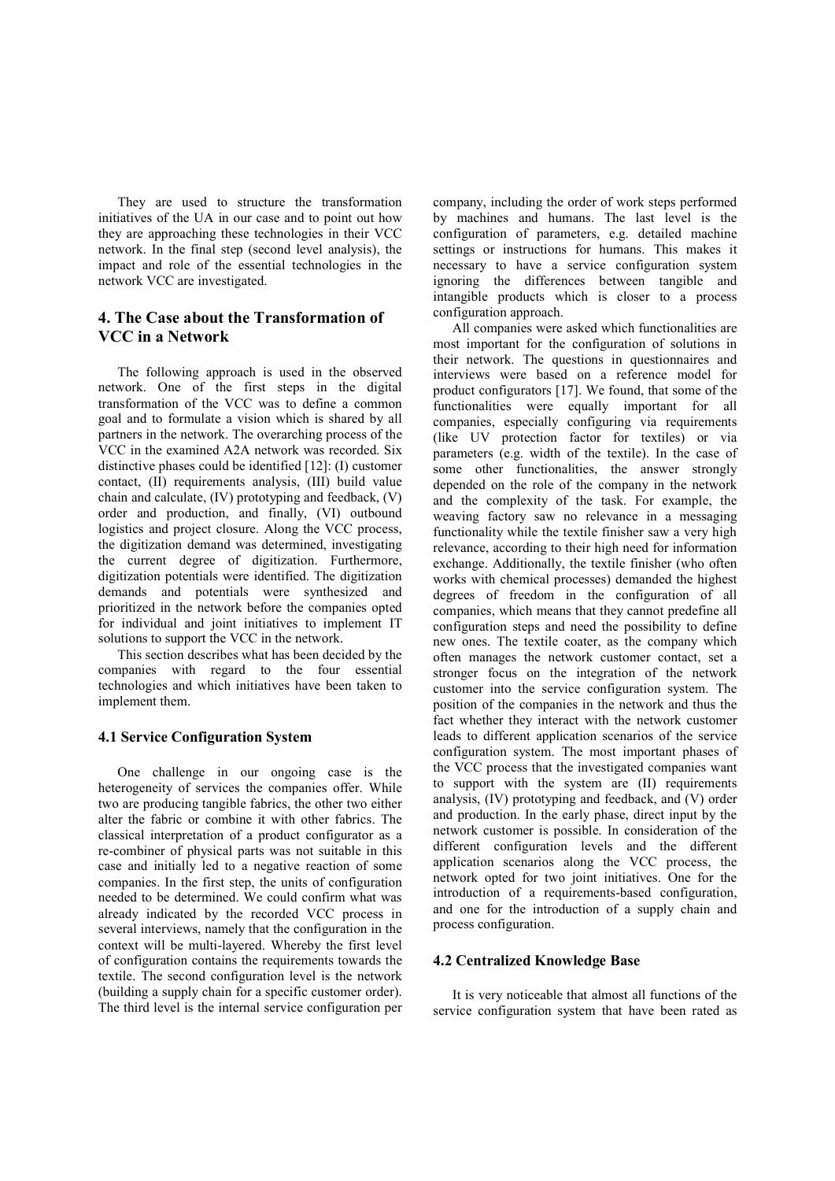They are used to structure the transformation initiatives of the UA in our case and to point out how they are approaching these technologies in their VCC network. In the final step (second level analysis), the impact and role of the essential technologies in the network VCC are investigated.

## 4. The Case about the Transformation of VCC in a Network

The following approach is used in the observed network. One of the first steps in the digital transformation of the VCC was to define a common goal and to formulate a vision which is shared by all partners in the network. The overarching process of the VCC in the examined A2A network was recorded. Six distinctive phases could be identified [12]: (I) customer contact, (II) requirements analysis, (III) build value chain and calculate, (IV) prototyping and feedback, (V) order and production, and finally, (VI) outbound logistics and project closure. Along the VCC process, the digitization demand was determined, investigating the current degree of digitization. Furthermore, digitization potentials were identified. The digitization demands and potentials were synthesized and prioritized in the network before the companies opted for individual and joint initiatives to implement IT solutions to support the VCC in the network.

This section describes what has been decided by the companies with regard to the four essential technologies and which initiatives have been taken to implement them.

### 4.1 Service Configuration System

One challenge in our ongoing case is the heterogeneity of services the companies offer. While two are producing tangible fabrics, the other two either alter the fabric or combine it with other fabrics. The classical interpretation of a product configurator as a re-combiner of physical parts was not suitable in this case and initially led to a negative reaction of some companies. In the first step, the units of configuration needed to be determined. We could confirm what was already indicated by the recorded VCC process in several interviews, namely that the configuration in the context will be multi-layered. Whereby the first level of configuration contains the requirements towards the textile. The second configuration level is the network (building a supply chain for a specific customer order). The third level is the internal service configuration per company, including the order of work steps performed by machines and humans. The last level is the configuration of parameters, e.g. detailed machine settings or instructions for humans. This makes it necessary to have a service configuration system ignoring the differences between tangible and intangible products which is closer to a process configuration approach.

All companies were asked which functionalities are most important for the configuration of solutions in their network. The questions in questionnaires and interviews were based on a reference model for product configurators [17]. We found, that some of the functionalities were equally important for all companies, especially configuring via requirements (like UV protection factor for textiles) or via parameters (e.g. width of the textile). In the case of some other functionalities, the answer strongly depended on the role of the company in the network and the complexity of the task. For example, the weaving factory saw no relevance in a messaging functionality while the textile finisher saw a very high relevance, according to their high need for information exchange. Additionally, the textile finisher (who often works with chemical processes) demanded the highest degrees of freedom in the configuration of all companies, which means that they cannot predefine all configuration steps and need the possibility to define new ones. The textile coater, as the company which often manages the network customer contact, set a stronger focus on the integration of the network customer into the service configuration system. The position of the companies in the network and thus the fact whether they interact with the network customer leads to different application scenarios of the service configuration system. The most important phases of the VCC process that the investigated companies want to support with the system are (II) requirements analysis, (IV) prototyping and feedback, and (V) order and production. In the early phase, direct input by the network customer is possible. In consideration of the different configuration levels and the different application scenarios along the VCC process, the network opted for two joint initiatives. One for the introduction of a requirements-based configuration, and one for the introduction of a supply chain and process configuration.

### 4.2 Centralized Knowledge Base

It is very noticeable that almost all functions of the service configuration system that have been rated as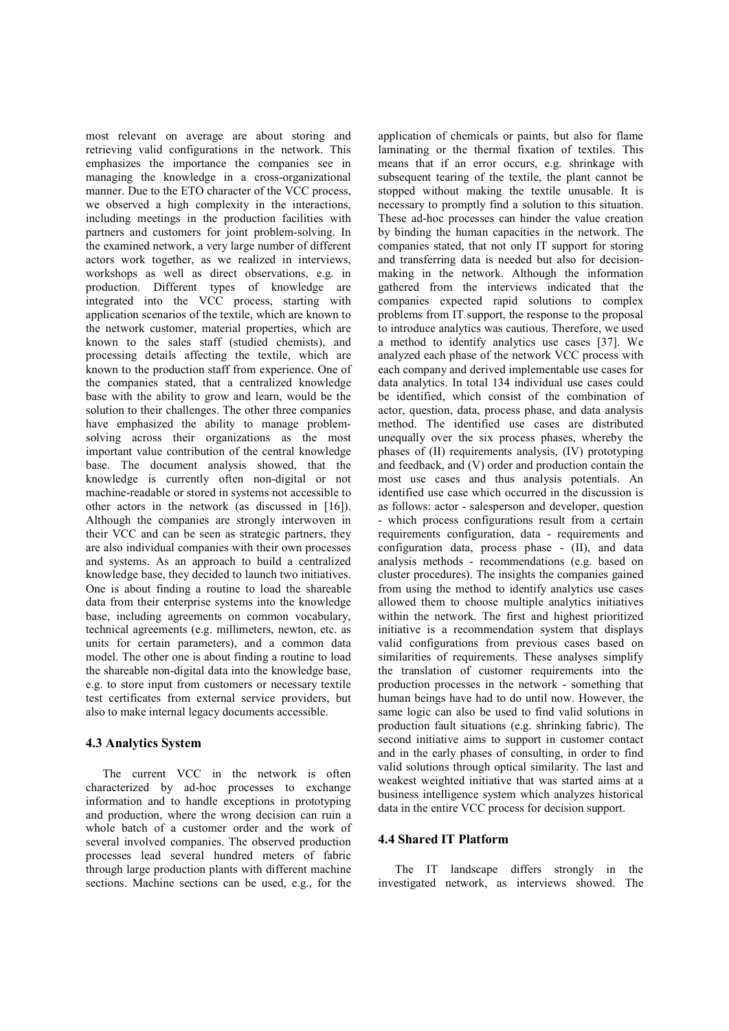most relevant on average are about storing and retrieving valid configurations in the network. This emphasizes the importance the companies see in managing the knowledge in a cross-organizational manner. Due to the ETO character of the VCC process, we observed a high complexity in the interactions, including meetings in the production facilities with partners and customers for joint problem-solving. In the examined network, a very large number of different actors work together, as we realized in interviews, workshops as well as direct observations, e.g. in production. Different types of knowledge are integrated into the VCC process, starting with application scenarios of the textile, which are known to the network customer, material properties, which are known to the sales staff (studied chemists), and processing details affecting the textile, which are known to the production staff from experience. One of the companies stated, that a centralized knowledge base with the ability to grow and learn, would be the solution to their challenges. The other three companies have emphasized the ability to manage problem-solving across their organizations as the most important value contribution of the central knowledge base. The document analysis showed, that the knowledge is currently often non-digital or not machine-readable or stored in systems not accessible to other actors in the network (as discussed in [16]). Although the companies are strongly interwoven in their VCC and can be seen as strategic partners, they are also individual companies with their own processes and systems. As an approach to build a centralized knowledge base, they decided to launch two initiatives. One is about finding a routine to load the shareable data from their enterprise systems into the knowledge base, including agreements on common vocabulary, technical agreements (e.g. millimeters, newton, etc. as units for certain parameters), and a common data model. The other one is about finding a routine to load the shareable non-digital data into the knowledge base, e.g. to store input from customers or necessary textile test certificates from external service providers, but also to make internal legacy documents accessible.

### 4.3 Analytics System

The current VCC in the network is often characterized by ad-hoc processes to exchange information and to handle exceptions in prototyping and production, where the wrong decision can ruin a whole batch of a customer order and the work of several involved companies. The observed production processes lead several hundred meters of fabric through large production plants with different machine sections. Machine sections can be used, e.g., for the application of chemicals or paints, but also for flame laminating or the thermal fixation of textiles. This means that if an error occurs, e.g. shrinkage with subsequent tearing of the textile, the plant cannot be stopped without making the textile unusable. It is necessary to promptly find a solution to this situation. These ad-hoc processes can hinder the value creation by binding the human capacities in the network. The companies stated, that not only IT support for storing and transferring data is needed but also for decision-making in the network. Although the information gathered from the interviews indicated that the companies expected rapid solutions to complex problems from IT support, the response to the proposal to introduce analytics was cautious. Therefore, we used a method to identify analytics use cases [37]. We analyzed each phase of the network VCC process with each company and derived implementable use cases for data analytics. In total 134 individual use cases could be identified, which consist of the combination of actor, question, data, process phase, and data analysis method. The identified use cases are distributed unequally over the six process phases, whereby the phases of (II) requirements analysis, (IV) prototyping and feedback, and (V) order and production contain the most use cases and thus analysis potentials. An identified use case which occurred in the discussion is as follows: actor - salesperson and developer, question - which process configurations result from a certain requirements configuration, data - requirements and configuration data, process phase - (II), and data analysis methods - recommendations (e.g. based on cluster procedures). The insights the companies gained from using the method to identify analytics use cases allowed them to choose multiple analytics initiatives within the network. The first and highest prioritized initiative is a recommendation system that displays valid configurations from previous cases based on similarities of requirements. These analyses simplify the translation of customer requirements into the production processes in the network - something that human beings have had to do until now. However, the same logic can also be used to find valid solutions in production fault situations (e.g. shrinking fabric). The second initiative aims to support in customer contact and in the early phases of consulting, in order to find valid solutions through optical similarity. The last and weakest weighted initiative that was started aims at a business intelligence system which analyzes historical data in the entire VCC process for decision support.

### 4.4 Shared IT Platform

The IT landscape differs strongly in the investigated network, as interviews showed. The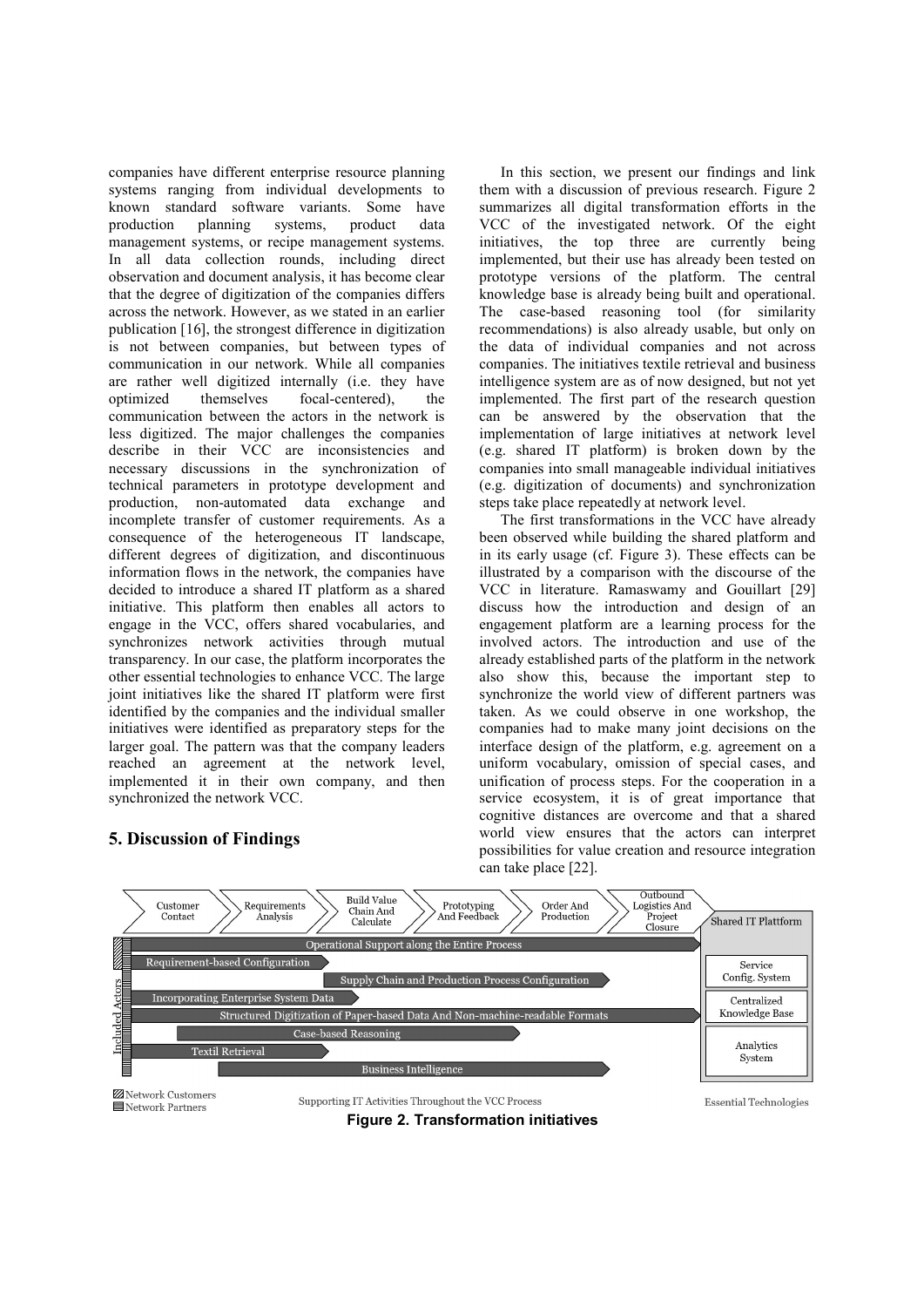companies have different enterprise resource planning systems ranging from individual developments to known standard software variants. Some have production planning systems, product data management systems, or recipe management systems. In all data collection rounds, including direct observation and document analysis, it has become clear that the degree of digitization of the companies differs across the network. However, as we stated in an earlier publication [16], the strongest difference in digitization is not between companies, but between types of communication in our network. While all companies are rather well digitized internally (i.e. they have optimized themselves focal-centered), the communication between the actors in the network is less digitized. The major challenges the companies describe in their VCC are inconsistencies and necessary discussions in the synchronization of technical parameters in prototype development and production, non-automated data exchange and incomplete transfer of customer requirements. As a consequence of the heterogeneous IT landscape, different degrees of digitization, and discontinuous information flows in the network, the companies have decided to introduce a shared IT platform as a shared initiative. This platform then enables all actors to engage in the VCC, offers shared vocabularies, and synchronizes network activities through mutual transparency. In our case, the platform incorporates the other essential technologies to enhance VCC. The large joint initiatives like the shared IT platform were first identified by the companies and the individual smaller initiatives were identified as preparatory steps for the larger goal. The pattern was that the company leaders reached an agreement at the network level, implemented it in their own company, and then synchronized the network VCC.

## 5. Discussion of Findings

In this section, we present our findings and link them with a discussion of previous research. Figure 2 summarizes all digital transformation efforts in the VCC of the investigated network. Of the eight initiatives, the top three are currently being implemented, but their use has already been tested on prototype versions of the platform. The central knowledge base is already being built and operational. The case-based reasoning tool (for similarity recommendations) is also already usable, but only on the data of individual companies and not across companies. The initiatives textile retrieval and business intelligence system are as of now designed, but not yet implemented. The first part of the research question can be answered by the observation that the implementation of large initiatives at network level (e.g. shared IT platform) is broken down by the companies into small manageable individual initiatives (e.g. digitization of documents) and synchronization steps take place repeatedly at network level.

The first transformations in the VCC have already been observed while building the shared platform and in its early usage (cf. Figure 3). These effects can be illustrated by a comparison with the discourse of the VCC in literature. Ramaswamy and Gouillart [29] discuss how the introduction and design of an engagement platform are a learning process for the involved actors. The introduction and use of the already established parts of the platform in the network also show this, because the important step to synchronize the world view of different partners was taken. As we could observe in one workshop, the companies had to make many joint decisions on the interface design of the platform, e.g. agreement on a uniform vocabulary, omission of special cases, and unification of process steps. For the cooperation in a service ecosystem, it is of great importance that cognitive distances are overcome and that a shared world view ensures that the actors can interpret possibilities for value creation and resource integration can take place [22].

Customer Contact
Requirements Analysis
Build Value Chain And Calculate
Prototyping And Feedback
Order And Production
Outbound Logistics And Project Closure
Shared IT Plattform
Operational Support along the Entire Process
Requirement-based Configuration
Supply Chain and Production Process Configuration
Incorporating Enterprise System Data
Structured Digitization of Paper-based Data And Non-machine-readable Formats
Case-based Reasoning
Textil Retrieval
Business Intelligence
Service Config. System
Centralized Knowledge Base
Analytics System
Included Actors
Network Customers
Network Partners
Supporting IT Activities Throughout the VCC Process
Essential Technologies

**Figure 2. Transformation initiatives**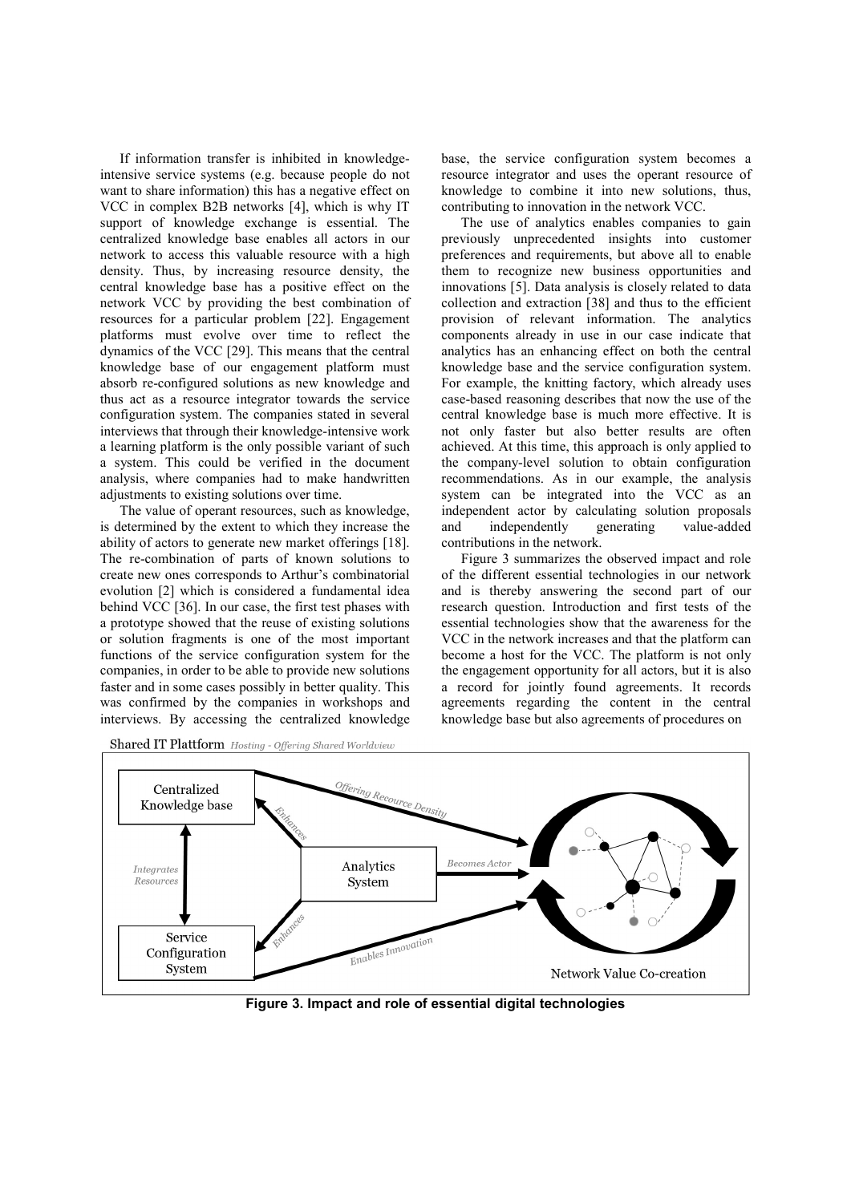If information transfer is inhibited in knowledge-intensive service systems (e.g. because people do not want to share information) this has a negative effect on VCC in complex B2B networks [4], which is why IT support of knowledge exchange is essential. The centralized knowledge base enables all actors in our network to access this valuable resource with a high density. Thus, by increasing resource density, the central knowledge base has a positive effect on the network VCC by providing the best combination of resources for a particular problem [22]. Engagement platforms must evolve over time to reflect the dynamics of the VCC [29]. This means that the central knowledge base of our engagement platform must absorb re-configured solutions as new knowledge and thus act as a resource integrator towards the service configuration system. The companies stated in several interviews that through their knowledge-intensive work a learning platform is the only possible variant of such a system. This could be verified in the document analysis, where companies had to make handwritten adjustments to existing solutions over time.

The value of operant resources, such as knowledge, is determined by the extent to which they increase the ability of actors to generate new market offerings [18]. The re-combination of parts of known solutions to create new ones corresponds to Arthur's combinatorial evolution [2] which is considered a fundamental idea behind VCC [36]. In our case, the first test phases with a prototype showed that the reuse of existing solutions or solution fragments is one of the most important functions of the service configuration system for the companies, in order to be able to provide new solutions faster and in some cases possibly in better quality. This was confirmed by the companies in workshops and interviews. By accessing the centralized knowledge base, the service configuration system becomes a resource integrator and uses the operant resource of knowledge to combine it into new solutions, thus, contributing to innovation in the network VCC.

The use of analytics enables companies to gain previously unprecedented insights into customer preferences and requirements, but above all to enable them to recognize new business opportunities and innovations [5]. Data analysis is closely related to data collection and extraction [38] and thus to the efficient provision of relevant information. The analytics components already in use in our case indicate that analytics has an enhancing effect on both the central knowledge base and the service configuration system. For example, the knitting factory, which already uses case-based reasoning describes that now the use of the central knowledge base is much more effective. It is not only faster but also better results are often achieved. At this time, this approach is only applied to the company-level solution to obtain configuration recommendations. As in our example, the analysis system can be integrated into the VCC as an independent actor by calculating solution proposals and independently generating value-added contributions in the network.

Figure 3 summarizes the observed impact and role of the different essential technologies in our network and is thereby answering the second part of our research question. Introduction and first tests of the essential technologies show that the awareness for the VCC in the network increases and that the platform can become a host for the VCC. The platform is not only the engagement opportunity for all actors, but it is also a record for jointly found agreements. It records agreements regarding the content in the central knowledge base but also agreements of procedures on

Shared IT Plattform *Hosting - Offering Shared Worldview*

Centralized Knowledge base — *Offering Recource Density* → Network Value Co-creation

Analytics System — *Enhances* → Centralized Knowledge base; *Enhances* → Service Configuration System; *Becomes Actor* → Network Value Co-creation

Centralized Knowledge base ↔ Service Configuration System: *Integrates Resources*

Service Configuration System — *Enables Innovation* → Network Value Co-creation

**Figure 3. Impact and role of essential digital technologies**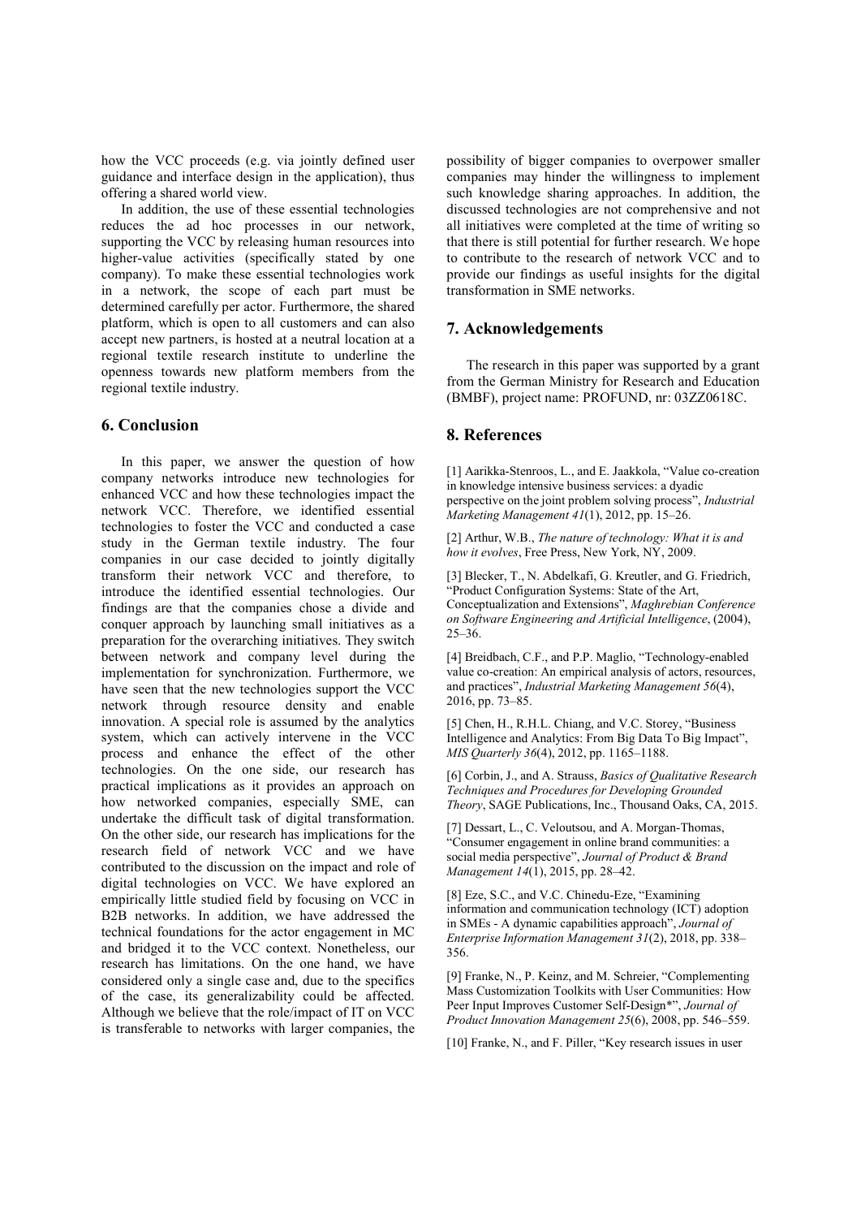how the VCC proceeds (e.g. via jointly defined user guidance and interface design in the application), thus offering a shared world view.

In addition, the use of these essential technologies reduces the ad hoc processes in our network, supporting the VCC by releasing human resources into higher-value activities (specifically stated by one company). To make these essential technologies work in a network, the scope of each part must be determined carefully per actor. Furthermore, the shared platform, which is open to all customers and can also accept new partners, is hosted at a neutral location at a regional textile research institute to underline the openness towards new platform members from the regional textile industry.

## 6. Conclusion

In this paper, we answer the question of how company networks introduce new technologies for enhanced VCC and how these technologies impact the network VCC. Therefore, we identified essential technologies to foster the VCC and conducted a case study in the German textile industry. The four companies in our case decided to jointly digitally transform their network VCC and therefore, to introduce the identified essential technologies. Our findings are that the companies chose a divide and conquer approach by launching small initiatives as a preparation for the overarching initiatives. They switch between network and company level during the implementation for synchronization. Furthermore, we have seen that the new technologies support the VCC network through resource density and enable innovation. A special role is assumed by the analytics system, which can actively intervene in the VCC process and enhance the effect of the other technologies. On the one side, our research has practical implications as it provides an approach on how networked companies, especially SME, can undertake the difficult task of digital transformation. On the other side, our research has implications for the research field of network VCC and we have contributed to the discussion on the impact and role of digital technologies on VCC. We have explored an empirically little studied field by focusing on VCC in B2B networks. In addition, we have addressed the technical foundations for the actor engagement in MC and bridged it to the VCC context. Nonetheless, our research has limitations. On the one hand, we have considered only a single case and, due to the specifics of the case, its generalizability could be affected. Although we believe that the role/impact of IT on VCC is transferable to networks with larger companies, the possibility of bigger companies to overpower smaller companies may hinder the willingness to implement such knowledge sharing approaches. In addition, the discussed technologies are not comprehensive and not all initiatives were completed at the time of writing so that there is still potential for further research. We hope to contribute to the research of network VCC and to provide our findings as useful insights for the digital transformation in SME networks.

## 7. Acknowledgements

The research in this paper was supported by a grant from the German Ministry for Research and Education (BMBF), project name: PROFUND, nr: 03ZZ0618C.

## 8. References

[1] Aarikka-Stenroos, L., and E. Jaakkola, "Value co-creation in knowledge intensive business services: a dyadic perspective on the joint problem solving process", *Industrial Marketing Management 41*(1), 2012, pp. 15–26.

[2] Arthur, W.B., *The nature of technology: What it is and how it evolves*, Free Press, New York, NY, 2009.

[3] Blecker, T., N. Abdelkafi, G. Kreutler, and G. Friedrich, "Product Configuration Systems: State of the Art, Conceptualization and Extensions", *Maghrebian Conference on Software Engineering and Artificial Intelligence*, (2004), 25–36.

[4] Breidbach, C.F., and P.P. Maglio, "Technology-enabled value co-creation: An empirical analysis of actors, resources, and practices", *Industrial Marketing Management 56*(4), 2016, pp. 73–85.

[5] Chen, H., R.H.L. Chiang, and V.C. Storey, "Business Intelligence and Analytics: From Big Data To Big Impact", *MIS Quarterly 36*(4), 2012, pp. 1165–1188.

[6] Corbin, J., and A. Strauss, *Basics of Qualitative Research Techniques and Procedures for Developing Grounded Theory*, SAGE Publications, Inc., Thousand Oaks, CA, 2015.

[7] Dessart, L., C. Veloutsou, and A. Morgan-Thomas, "Consumer engagement in online brand communities: a social media perspective", *Journal of Product & Brand Management 14*(1), 2015, pp. 28–42.

[8] Eze, S.C., and V.C. Chinedu-Eze, "Examining information and communication technology (ICT) adoption in SMEs - A dynamic capabilities approach", *Journal of Enterprise Information Management 31*(2), 2018, pp. 338–356.

[9] Franke, N., P. Keinz, and M. Schreier, "Complementing Mass Customization Toolkits with User Communities: How Peer Input Improves Customer Self-Design*", *Journal of Product Innovation Management 25*(6), 2008, pp. 546–559.

[10] Franke, N., and F. Piller, "Key research issues in user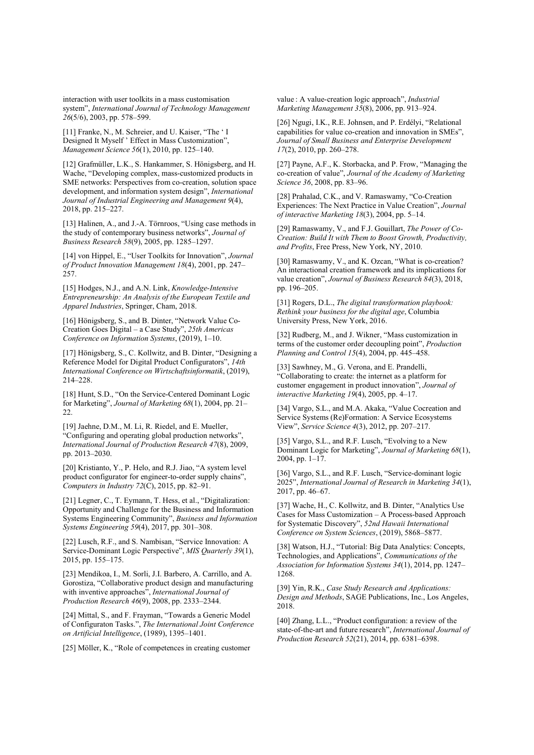interaction with user toolkits in a mass customisation system", *International Journal of Technology Management 26*(5/6), 2003, pp. 578–599.

[11] Franke, N., M. Schreier, and U. Kaiser, "The ' I Designed It Myself ' Effect in Mass Customization", *Management Science 56*(1), 2010, pp. 125–140.

[12] Grafmüller, L.K., S. Hankammer, S. Hönigsberg, and H. Wache, "Developing complex, mass-customized products in SME networks: Perspectives from co-creation, solution space development, and information system design", *International Journal of Industrial Engineering and Management 9*(4), 2018, pp. 215–227.

[13] Halinen, A., and J.-A. Törnroos, "Using case methods in the study of contemporary business networks", *Journal of Business Research 58*(9), 2005, pp. 1285–1297.

[14] von Hippel, E., "User Toolkits for Innovation", *Journal of Product Innovation Management 18*(4), 2001, pp. 247–257.

[15] Hodges, N.J., and A.N. Link, *Knowledge-Intensive Entrepreneurship: An Analysis of the European Textile and Apparel Industries*, Springer, Cham, 2018.

[16] Hönigsberg, S., and B. Dinter, "Network Value Co-Creation Goes Digital – a Case Study", *25th Americas Conference on Information Systems*, (2019), 1–10.

[17] Hönigsberg, S., C. Kollwitz, and B. Dinter, "Designing a Reference Model for Digital Product Configurators", *14th International Conference on Wirtschaftsinformatik*, (2019), 214–228.

[18] Hunt, S.D., "On the Service-Centered Dominant Logic for Marketing", *Journal of Marketing 68*(1), 2004, pp. 21–22.

[19] Jaehne, D.M., M. Li, R. Riedel, and E. Mueller, "Configuring and operating global production networks", *International Journal of Production Research 47*(8), 2009, pp. 2013–2030.

[20] Kristianto, Y., P. Helo, and R.J. Jiao, "A system level product configurator for engineer-to-order supply chains", *Computers in Industry 72*(C), 2015, pp. 82–91.

[21] Legner, C., T. Eymann, T. Hess, et al., "Digitalization: Opportunity and Challenge for the Business and Information Systems Engineering Community", *Business and Information Systems Engineering 59*(4), 2017, pp. 301–308.

[22] Lusch, R.F., and S. Nambisan, "Service Innovation: A Service-Dominant Logic Perspective", *MIS Quarterly 39*(1), 2015, pp. 155–175.

[23] Mendikoa, I., M. Sorli, J.I. Barbero, A. Carrillo, and A. Gorostiza, "Collaborative product design and manufacturing with inventive approaches", *International Journal of Production Research 46*(9), 2008, pp. 2333–2344.

[24] Mittal, S., and F. Frayman, "Towards a Generic Model of Configuraton Tasks.", *The International Joint Conference on Artificial Intelligence*, (1989), 1395–1401.

[25] Möller, K., "Role of competences in creating customer value : A value-creation logic approach", *Industrial Marketing Management 35*(8), 2006, pp. 913–924.

[26] Ngugi, I.K., R.E. Johnsen, and P. Erdélyi, "Relational capabilities for value co-creation and innovation in SMEs", *Journal of Small Business and Enterprise Development 17*(2), 2010, pp. 260–278.

[27] Payne, A.F., K. Storbacka, and P. Frow, "Managing the co-creation of value", *Journal of the Academy of Marketing Science 36*, 2008, pp. 83–96.

[28] Prahalad, C.K., and V. Ramaswamy, "Co-Creation Experiences: The Next Practice in Value Creation", *Journal of interactive Marketing 18*(3), 2004, pp. 5–14.

[29] Ramaswamy, V., and F.J. Gouillart, *The Power of Co-Creation: Build It with Them to Boost Growth, Productivity, and Profits*, Free Press, New York, NY, 2010.

[30] Ramaswamy, V., and K. Ozcan, "What is co-creation? An interactional creation framework and its implications for value creation", *Journal of Business Research 84*(3), 2018, pp. 196–205.

[31] Rogers, D.L., *The digital transformation playbook: Rethink your business for the digital age*, Columbia University Press, New York, 2016.

[32] Rudberg, M., and J. Wikner, "Mass customization in terms of the customer order decoupling point", *Production Planning and Control 15*(4), 2004, pp. 445–458.

[33] Sawhney, M., G. Verona, and E. Prandelli, "Collaborating to create: the internet as a platform for customer engagement in product innovation", *Journal of interactive Marketing 19*(4), 2005, pp. 4–17.

[34] Vargo, S.L., and M.A. Akaka, "Value Cocreation and Service Systems (Re)Formation: A Service Ecosystems View", *Service Science 4*(3), 2012, pp. 207–217.

[35] Vargo, S.L., and R.F. Lusch, "Evolving to a New Dominant Logic for Marketing", *Journal of Marketing 68*(1), 2004, pp. 1–17.

[36] Vargo, S.L., and R.F. Lusch, "Service-dominant logic 2025", *International Journal of Research in Marketing 34*(1), 2017, pp. 46–67.

[37] Wache, H., C. Kollwitz, and B. Dinter, "Analytics Use Cases for Mass Customization – A Process-based Approach for Systematic Discovery", *52nd Hawaii International Conference on System Sciences*, (2019), 5868–5877.

[38] Watson, H.J., "Tutorial: Big Data Analytics: Concepts, Technologies, and Applications", *Communications of the Association for Information Systems 34*(1), 2014, pp. 1247–1268.

[39] Yin, R.K., *Case Study Research and Applications: Design and Methods*, SAGE Publications, Inc., Los Angeles, 2018.

[40] Zhang, L.L., "Product configuration: a review of the state-of-the-art and future research", *International Journal of Production Research 52*(21), 2014, pp. 6381–6398.